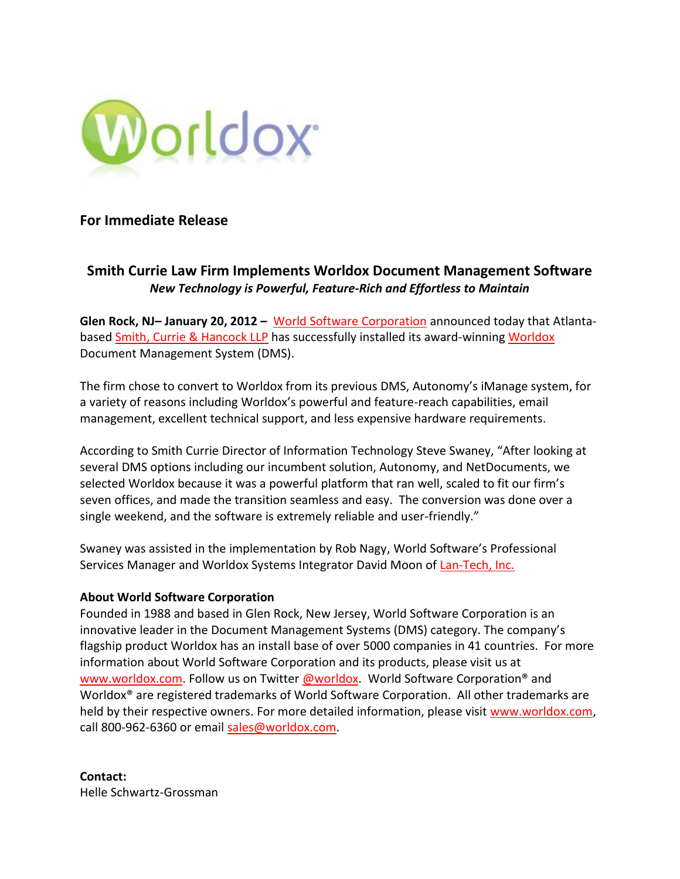Worldox®

**For Immediate Release**

## Smith Currie Law Firm Implements Worldox Document Management Software

***New Technology is Powerful, Feature-Rich and Effortless to Maintain***

**Glen Rock, NJ– January 20, 2012 –** World Software Corporation announced today that Atlanta-based Smith, Currie & Hancock LLP has successfully installed its award-winning Worldox Document Management System (DMS).

The firm chose to convert to Worldox from its previous DMS, Autonomy's iManage system, for a variety of reasons including Worldox's powerful and feature-reach capabilities, email management, excellent technical support, and less expensive hardware requirements.

According to Smith Currie Director of Information Technology Steve Swaney, "After looking at several DMS options including our incumbent solution, Autonomy, and NetDocuments, we selected Worldox because it was a powerful platform that ran well, scaled to fit our firm's seven offices, and made the transition seamless and easy. The conversion was done over a single weekend, and the software is extremely reliable and user-friendly."

Swaney was assisted in the implementation by Rob Nagy, World Software's Professional Services Manager and Worldox Systems Integrator David Moon of Lan-Tech, Inc.

**About World Software Corporation**

Founded in 1988 and based in Glen Rock, New Jersey, World Software Corporation is an innovative leader in the Document Management Systems (DMS) category. The company's flagship product Worldox has an install base of over 5000 companies in 41 countries. For more information about World Software Corporation and its products, please visit us at www.worldox.com. Follow us on Twitter @worldox. World Software Corporation® and Worldox® are registered trademarks of World Software Corporation. All other trademarks are held by their respective owners. For more detailed information, please visit www.worldox.com, call 800-962-6360 or email sales@worldox.com.

**Contact:**
Helle Schwartz-Grossman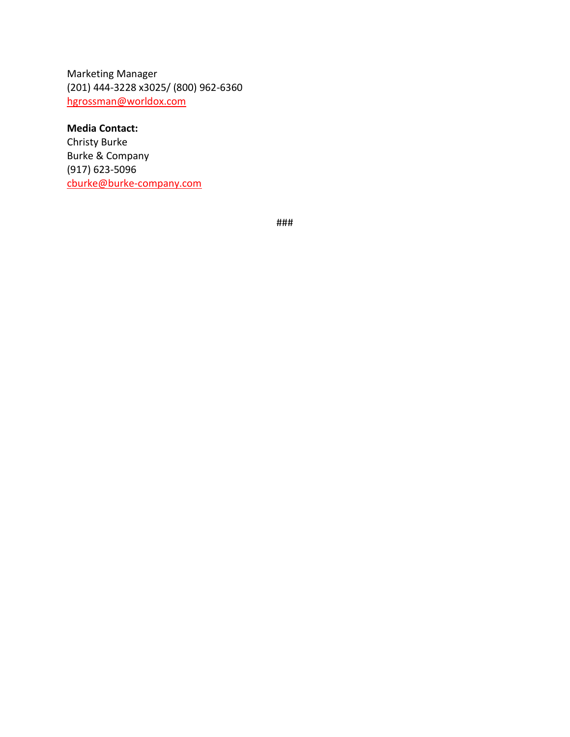Marketing Manager
(201) 444-3228 x3025/ (800) 962-6360
hgrossman@worldox.com

**Media Contact:**
Christy Burke
Burke & Company
(917) 623-5096
cburke@burke-company.com

###